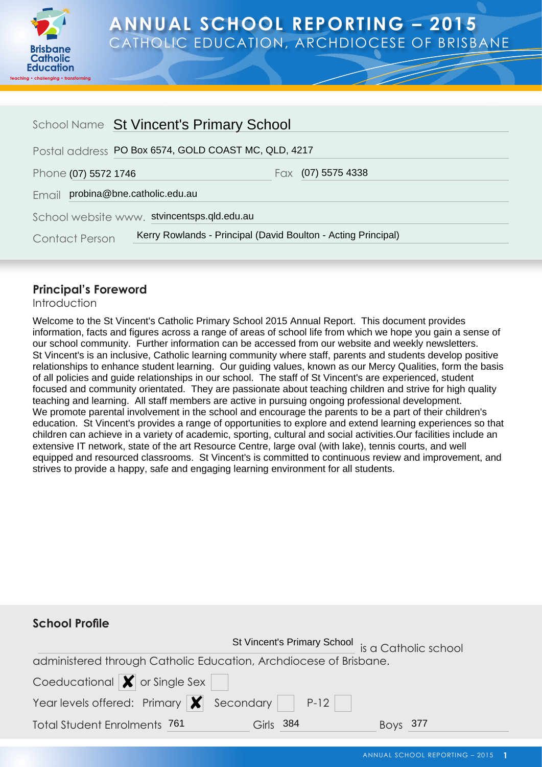# ANNUAL SCHOOL REPORTING – 2015
CATHOLIC EDUCATION, ARCHDIOCESE OF BRISBANE

School Name: St Vincent's Primary School

Postal address: PO Box 6574, GOLD COAST MC, QLD, 4217

Phone: (07) 5572 1746    Fax: (07) 5575 4338

Email: probina@bne.catholic.edu.au

School website www. stvincentsps.qld.edu.au

Contact Person: Kerry Rowlands - Principal (David Boulton - Acting Principal)

## Principal's Foreword

Introduction

Welcome to the St Vincent's Catholic Primary School 2015 Annual Report. This document provides information, facts and figures across a range of areas of school life from which we hope you gain a sense of our school community. Further information can be accessed from our website and weekly newsletters.
St Vincent's is an inclusive, Catholic learning community where staff, parents and students develop positive relationships to enhance student learning. Our guiding values, known as our Mercy Qualities, form the basis of all policies and guide relationships in our school. The staff of St Vincent's are experienced, student focused and community orientated. They are passionate about teaching children and strive for high quality teaching and learning. All staff members are active in pursuing ongoing professional development.
We promote parental involvement in the school and encourage the parents to be a part of their children's education. St Vincent's provides a range of opportunities to explore and extend learning experiences so that children can achieve in a variety of academic, sporting, cultural and social activities.Our facilities include an extensive IT network, state of the art Resource Centre, large oval (with lake), tennis courts, and well equipped and resourced classrooms. St Vincent's is committed to continuous review and improvement, and strives to provide a happy, safe and engaging learning environment for all students.

## School Profile

St Vincent's Primary School is a Catholic school administered through Catholic Education, Archdiocese of Brisbane.

Coeducational [X] or Single Sex [ ]

Year levels offered: Primary [X] Secondary [ ] P-12 [ ]

Total Student Enrolments: 761    Girls: 384    Boys: 377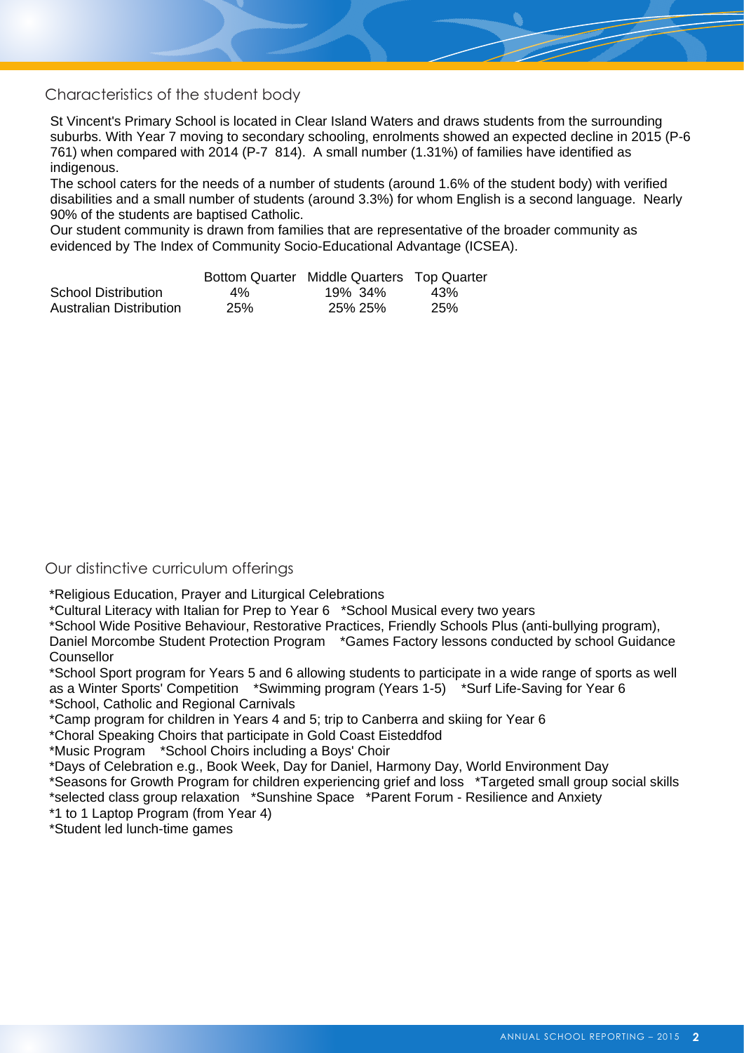## Characteristics of the student body

St Vincent's Primary School is located in Clear Island Waters and draws students from the surrounding suburbs. With Year 7 moving to secondary schooling, enrolments showed an expected decline in 2015 (P-6 761) when compared with 2014 (P-7 814). A small number (1.31%) of families have identified as indigenous.

The school caters for the needs of a number of students (around 1.6% of the student body) with verified disabilities and a small number of students (around 3.3%) for whom English is a second language. Nearly 90% of the students are baptised Catholic.

Our student community is drawn from families that are representative of the broader community as evidenced by The Index of Community Socio-Educational Advantage (ICSEA).

| | Bottom Quarter | Middle Quarters | | Top Quarter |
|---|---|---|---|---|
| School Distribution | 4% | 19% | 34% | 43% |
| Australian Distribution | 25% | 25% | 25% | 25% |

## Our distinctive curriculum offerings

*Religious Education, Prayer and Liturgical Celebrations
*Cultural Literacy with Italian for Prep to Year 6 *School Musical every two years
*School Wide Positive Behaviour, Restorative Practices, Friendly Schools Plus (anti-bullying program), Daniel Morcombe Student Protection Program *Games Factory lessons conducted by school Guidance Counsellor
*School Sport program for Years 5 and 6 allowing students to participate in a wide range of sports as well as a Winter Sports' Competition *Swimming program (Years 1-5) *Surf Life-Saving for Year 6
*School, Catholic and Regional Carnivals
*Camp program for children in Years 4 and 5; trip to Canberra and skiing for Year 6
*Choral Speaking Choirs that participate in Gold Coast Eisteddfod
*Music Program *School Choirs including a Boys' Choir
*Days of Celebration e.g., Book Week, Day for Daniel, Harmony Day, World Environment Day
*Seasons for Growth Program for children experiencing grief and loss *Targeted small group social skills
*selected class group relaxation *Sunshine Space *Parent Forum - Resilience and Anxiety
*1 to 1 Laptop Program (from Year 4)
*Student led lunch-time games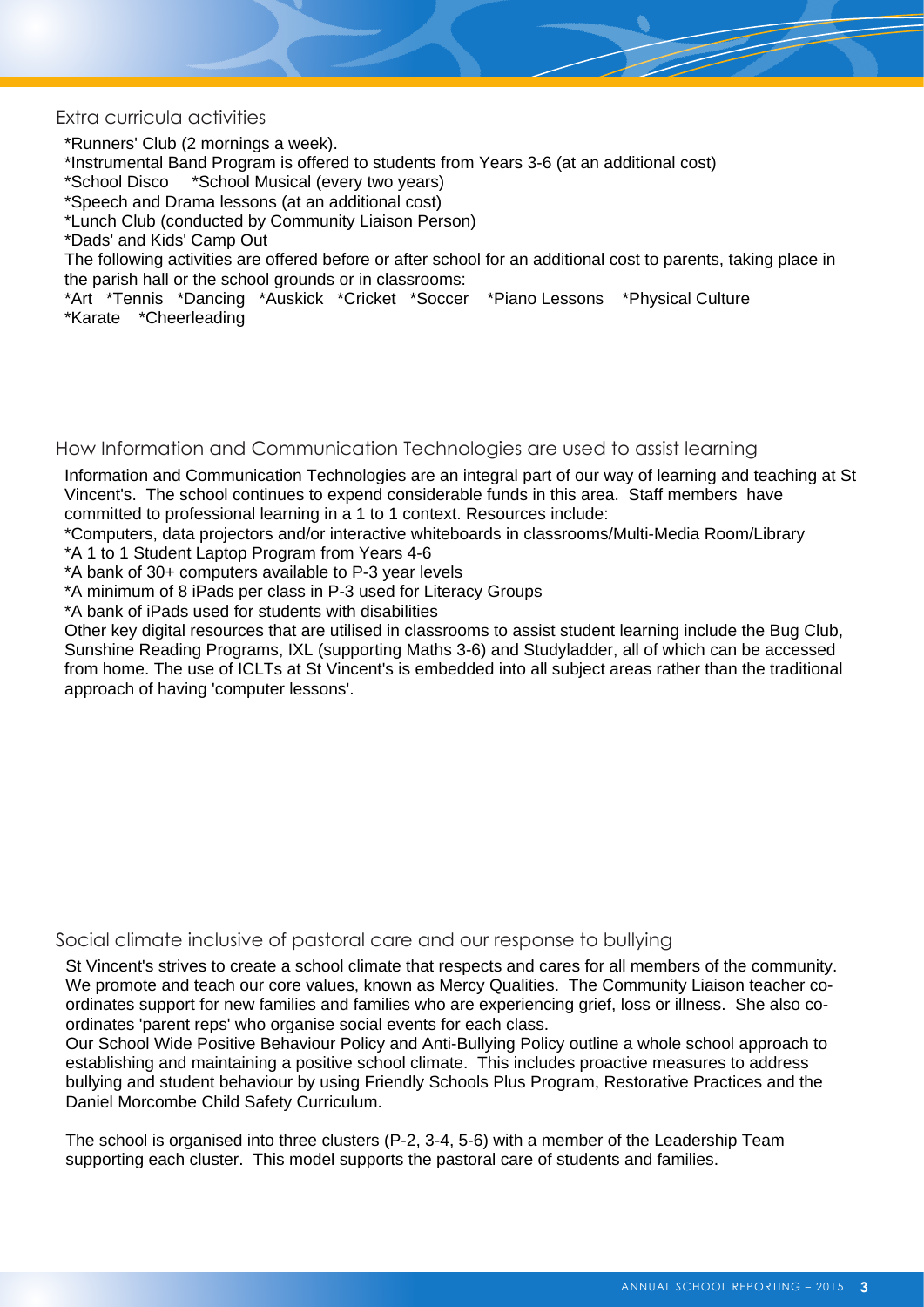## Extra curricula activities

*Runners' Club (2 mornings a week).
*Instrumental Band Program is offered to students from Years 3-6 (at an additional cost)
*School Disco *School Musical (every two years)
*Speech and Drama lessons (at an additional cost)
*Lunch Club (conducted by Community Liaison Person)
*Dads' and Kids' Camp Out
The following activities are offered before or after school for an additional cost to parents, taking place in the parish hall or the school grounds or in classrooms:
*Art *Tennis *Dancing *Auskick *Cricket *Soccer *Piano Lessons *Physical Culture
*Karate *Cheerleading

## How Information and Communication Technologies are used to assist learning

Information and Communication Technologies are an integral part of our way of learning and teaching at St Vincent's. The school continues to expend considerable funds in this area. Staff members have committed to professional learning in a 1 to 1 context. Resources include:
*Computers, data projectors and/or interactive whiteboards in classrooms/Multi-Media Room/Library
*A 1 to 1 Student Laptop Program from Years 4-6
*A bank of 30+ computers available to P-3 year levels
*A minimum of 8 iPads per class in P-3 used for Literacy Groups
*A bank of iPads used for students with disabilities
Other key digital resources that are utilised in classrooms to assist student learning include the Bug Club, Sunshine Reading Programs, IXL (supporting Maths 3-6) and Studyladder, all of which can be accessed from home. The use of ICLTs at St Vincent's is embedded into all subject areas rather than the traditional approach of having 'computer lessons'.

## Social climate inclusive of pastoral care and our response to bullying

St Vincent's strives to create a school climate that respects and cares for all members of the community. We promote and teach our core values, known as Mercy Qualities. The Community Liaison teacher co-ordinates support for new families and families who are experiencing grief, loss or illness. She also co-ordinates 'parent reps' who organise social events for each class.
Our School Wide Positive Behaviour Policy and Anti-Bullying Policy outline a whole school approach to establishing and maintaining a positive school climate. This includes proactive measures to address bullying and student behaviour by using Friendly Schools Plus Program, Restorative Practices and the Daniel Morcombe Child Safety Curriculum.

The school is organised into three clusters (P-2, 3-4, 5-6) with a member of the Leadership Team supporting each cluster. This model supports the pastoral care of students and families.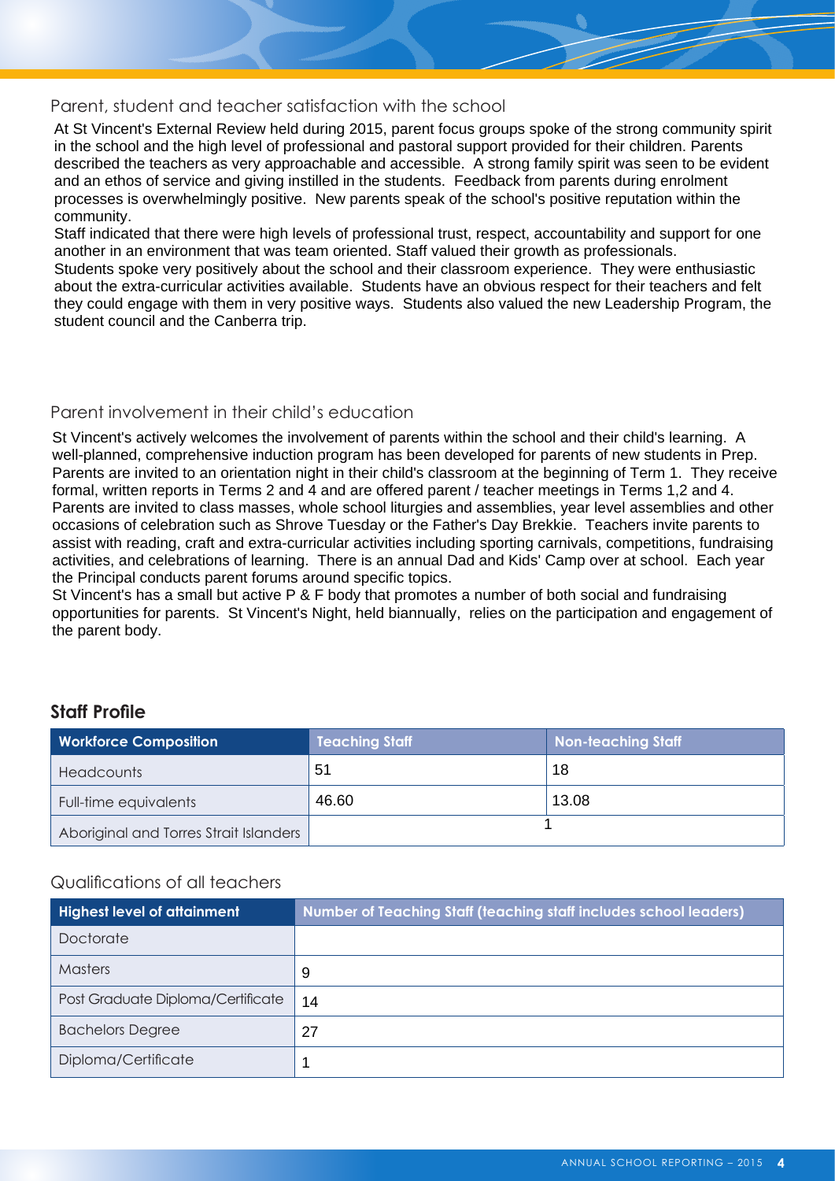## Parent, student and teacher satisfaction with the school

At St Vincent's External Review held during 2015, parent focus groups spoke of the strong community spirit in the school and the high level of professional and pastoral support provided for their children. Parents described the teachers as very approachable and accessible. A strong family spirit was seen to be evident and an ethos of service and giving instilled in the students. Feedback from parents during enrolment processes is overwhelmingly positive. New parents speak of the school's positive reputation within the community.
Staff indicated that there were high levels of professional trust, respect, accountability and support for one another in an environment that was team oriented. Staff valued their growth as professionals.
Students spoke very positively about the school and their classroom experience. They were enthusiastic about the extra-curricular activities available. Students have an obvious respect for their teachers and felt they could engage with them in very positive ways. Students also valued the new Leadership Program, the student council and the Canberra trip.

## Parent involvement in their child's education

St Vincent's actively welcomes the involvement of parents within the school and their child's learning. A well-planned, comprehensive induction program has been developed for parents of new students in Prep. Parents are invited to an orientation night in their child's classroom at the beginning of Term 1. They receive formal, written reports in Terms 2 and 4 and are offered parent / teacher meetings in Terms 1,2 and 4. Parents are invited to class masses, whole school liturgies and assemblies, year level assemblies and other occasions of celebration such as Shrove Tuesday or the Father's Day Brekkie. Teachers invite parents to assist with reading, craft and extra-curricular activities including sporting carnivals, competitions, fundraising activities, and celebrations of learning. There is an annual Dad and Kids' Camp over at school. Each year the Principal conducts parent forums around specific topics.
St Vincent's has a small but active P & F body that promotes a number of both social and fundraising opportunities for parents. St Vincent's Night, held biannually, relies on the participation and engagement of the parent body.

## Staff Profile

| Workforce Composition | Teaching Staff | Non-teaching Staff |
|---|---|---|
| Headcounts | 51 | 18 |
| Full-time equivalents | 46.60 | 13.08 |
| Aboriginal and Torres Strait Islanders | 1 | |

### Qualifications of all teachers

| Highest level of attainment | Number of Teaching Staff (teaching staff includes school leaders) |
|---|---|
| Doctorate | |
| Masters | 9 |
| Post Graduate Diploma/Certificate | 14 |
| Bachelors Degree | 27 |
| Diploma/Certificate | 1 |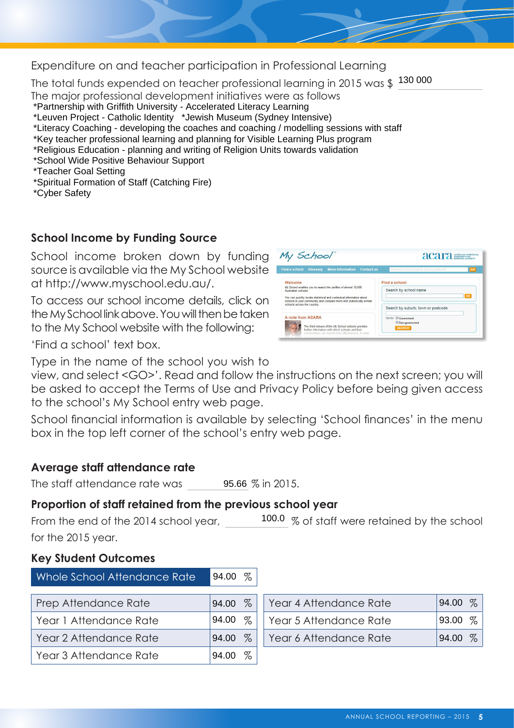## Expenditure on and teacher participation in Professional Learning

The total funds expended on teacher professional learning in 2015 was $ 130 000

The major professional development initiatives were as follows

*Partnership with Griffith University - Accelerated Literacy Learning
*Leuven Project - Catholic Identity   *Jewish Museum (Sydney Intensive)
*Literacy Coaching - developing the coaches and coaching / modelling sessions with staff
*Key teacher professional learning and planning for Visible Learning Plus program
*Religious Education - planning and writing of Religion Units towards validation
*School Wide Positive Behaviour Support
*Teacher Goal Setting
*Spiritual Formation of Staff (Catching Fire)
*Cyber Safety

### School Income by Funding Source

School income broken down by funding source is available via the My School website at http://www.myschool.edu.au/.

To access our school income details, click on the My School link above. You will then be taken to the My School website with the following:

'Find a school' text box.

Type in the name of the school you wish to view, and select <GO>'. Read and follow the instructions on the next screen; you will be asked to accept the Terms of Use and Privacy Policy before being given access to the school's My School entry web page.

School financial information is available by selecting 'School finances' in the menu box in the top left corner of the school's entry web page.

### Average staff attendance rate

The staff attendance rate was 95.66 % in 2015.

### Proportion of staff retained from the previous school year

From the end of the 2014 school year, 100.0 % of staff were retained by the school for the 2015 year.

### Key Student Outcomes

| Whole School Attendance Rate | 94.00 % |
|---|---|

| Prep Attendance Rate | 94.00 % |
|---|---|
| Year 1 Attendance Rate | 94.00 % |
| Year 2 Attendance Rate | 94.00 % |
| Year 3 Attendance Rate | 94.00 % |

| Year 4 Attendance Rate | 94.00 % |
|---|---|
| Year 5 Attendance Rate | 93.00 % |
| Year 6 Attendance Rate | 94.00 % |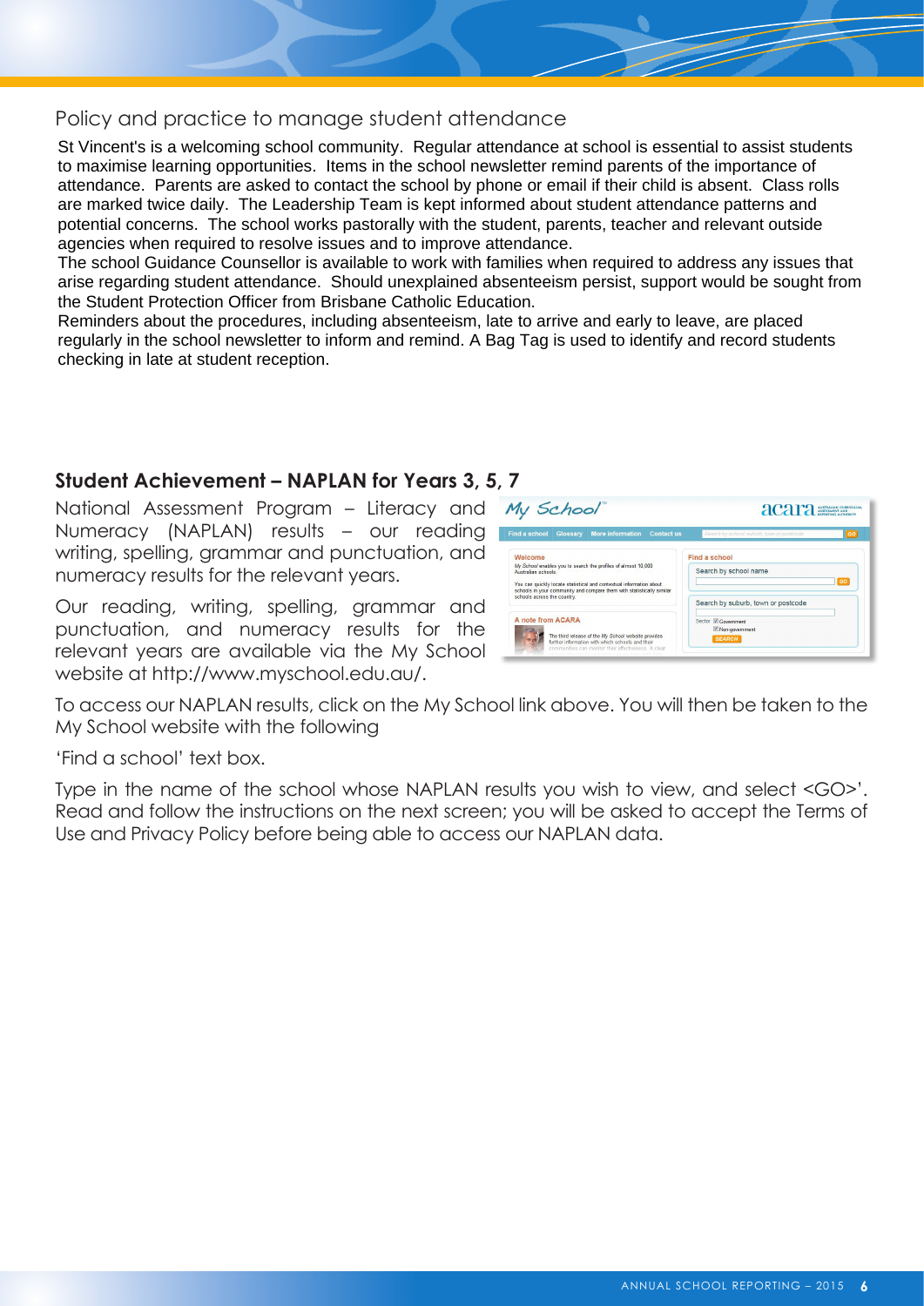## Policy and practice to manage student attendance

St Vincent's is a welcoming school community. Regular attendance at school is essential to assist students to maximise learning opportunities. Items in the school newsletter remind parents of the importance of attendance. Parents are asked to contact the school by phone or email if their child is absent. Class rolls are marked twice daily. The Leadership Team is kept informed about student attendance patterns and potential concerns. The school works pastorally with the student, parents, teacher and relevant outside agencies when required to resolve issues and to improve attendance.

The school Guidance Counsellor is available to work with families when required to address any issues that arise regarding student attendance. Should unexplained absenteeism persist, support would be sought from the Student Protection Officer from Brisbane Catholic Education.

Reminders about the procedures, including absenteeism, late to arrive and early to leave, are placed regularly in the school newsletter to inform and remind. A Bag Tag is used to identify and record students checking in late at student reception.

## Student Achievement – NAPLAN for Years 3, 5, 7

National Assessment Program – Literacy and Numeracy (NAPLAN) results – our reading writing, spelling, grammar and punctuation, and numeracy results for the relevant years.

Our reading, writing, spelling, grammar and punctuation, and numeracy results for the relevant years are available via the My School website at http://www.myschool.edu.au/.

To access our NAPLAN results, click on the My School link above. You will then be taken to the My School website with the following

'Find a school' text box.

Type in the name of the school whose NAPLAN results you wish to view, and select <GO>'. Read and follow the instructions on the next screen; you will be asked to accept the Terms of Use and Privacy Policy before being able to access our NAPLAN data.